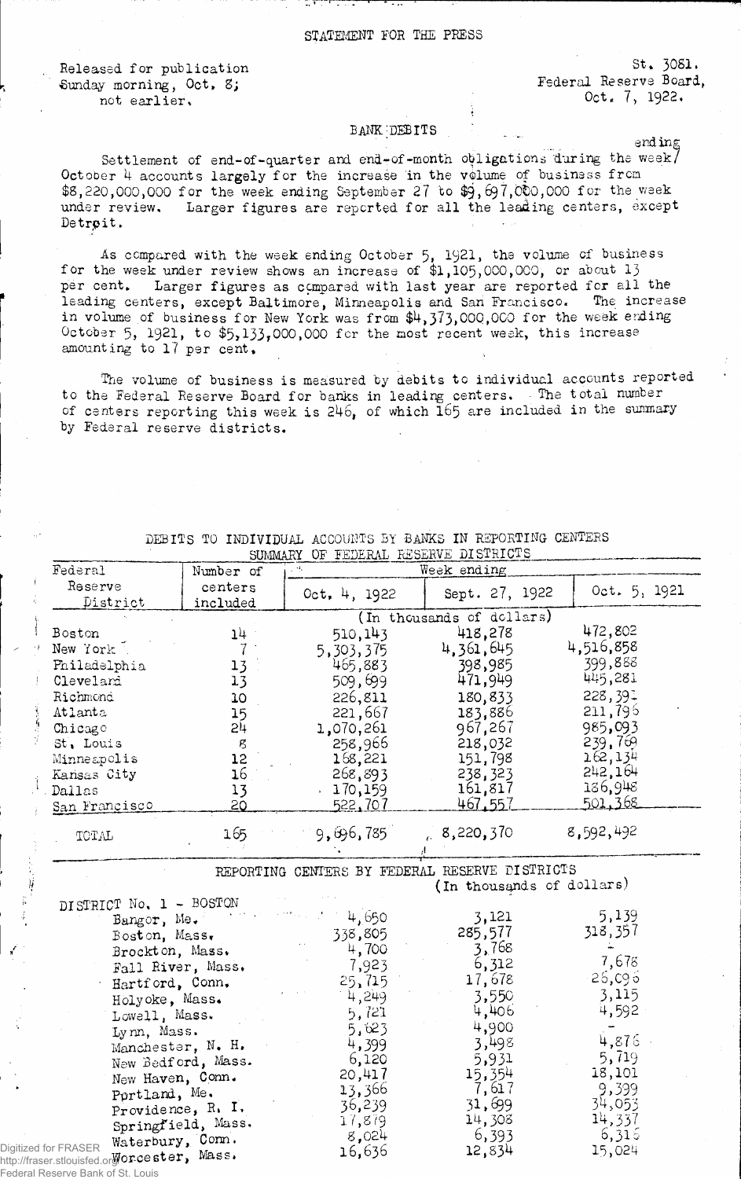STATEMENT FOR THE PRESS

Released for publication Sunday morning, Oct. 8; not earlier.

St. 3081.
Federal Reserve Board,
Oct. 7, 1922.

## BANK DEBITS

Settlement of end-of-quarter and end-of-month obligations during the week ending October 4 accounts largely for the increase in the volume of business from $8,220,000,000 for the week ending September 27 to $9,697,000,000 for the week under review. Larger figures are reported for all the leading centers, except Detroit.

As compared with the week ending October 5, 1921, the volume of business for the week under review shows an increase of $1,105,000,000, or about 13 per cent. Larger figures as compared with last year are reported for all the leading centers, except Baltimore, Minneapolis and San Francisco. The increase in volume of business for New York was from $4,373,000,000 for the week ending October 5, 1921, to $5,133,000,000 for the most recent week, this increase amounting to 17 per cent.

The volume of business is measured by debits to individual accounts reported to the Federal Reserve Board for banks in leading centers. The total number of centers reporting this week is 246, of which 165 are included in the summary by Federal reserve districts.

DEBITS TO INDIVIDUAL ACCOUNTS BY BANKS IN REPORTING CENTERS
SUMMARY OF FEDERAL RESERVE DISTRICTS

| Federal Reserve District | Number of centers included | Week ending Oct. 4, 1922 | Sept. 27, 1922 | Oct. 5, 1921 |
|---|---|---|---|---|
| | | (In thousands of dollars) | | |
| Boston | 14 | 510,143 | 418,278 | 472,802 |
| New York | 7 | 5,303,375 | 4,361,645 | 4,516,858 |
| Philadelphia | 13 | 465,883 | 398,985 | 399,868 |
| Cleveland | 13 | 509,699 | 471,949 | 445,281 |
| Richmond | 10 | 226,811 | 180,833 | 228,391 |
| Atlanta | 15 | 221,667 | 183,886 | 211,796 |
| Chicago | 24 | 1,070,261 | 967,267 | 985,093 |
| St. Louis | 8 | 258,966 | 218,032 | 239,769 |
| Minneapolis | 12 | 168,221 | 151,798 | 162,134 |
| Kansas City | 16 | 268,893 | 238,323 | 242,164 |
| Dallas | 13 | 170,159 | 161,817 | 186,948 |
| San Francisco | 20 | 522,707 | 467,557 | 501,368 |
| TOTAL | 165 | 9,696,785 | 8,220,370 | 8,592,492 |

REPORTING CENTERS BY FEDERAL RESERVE DISTRICTS
(In thousands of dollars)

| DISTRICT No. 1 - BOSTON | Oct. 4, 1922 | Sept. 27, 1922 | Oct. 5, 1921 |
|---|---|---|---|
| Bangor, Me. | 4,650 | 3,121 | 5,139 |
| Boston, Mass. | 338,805 | 285,577 | 318,357 |
| Brockton, Mass. | 4,700 | 3,768 | - |
| Fall River, Mass. | 7,923 | 6,312 | 7,678 |
| Hartford, Conn. | 25,715 | 17,678 | 26,096 |
| Holyoke, Mass. | 4,249 | 3,550 | 3,115 |
| Lowell, Mass. | 5,721 | 4,406 | 4,592 |
| Lynn, Mass. | 5,623 | 4,900 | - |
| Manchester, N. H. | 4,399 | 3,498 | 4,876 |
| New Bedford, Mass. | 6,120 | 5,931 | 5,719 |
| New Haven, Conn. | 20,417 | 15,354 | 18,101 |
| Portland, Me. | 13,366 | 7,617 | 9,399 |
| Providence, R. I. | 36,239 | 31,699 | 34,053 |
| Springfield, Mass. | 17,879 | 14,308 | 14,337 |
| Waterbury, Conn. | 8,024 | 6,393 | 6,316 |
| Worcester, Mass. | 16,636 | 12,834 | 15,024 |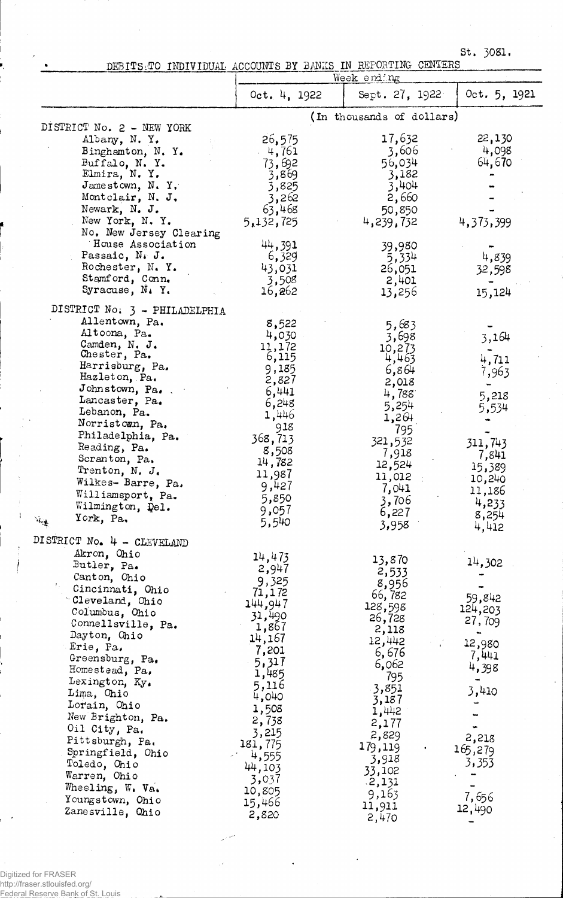St. 3081.

## DEBITS TO INDIVIDUAL ACCOUNTS BY BANKS IN REPORTING CENTERS

| | Week ending | | |
|---|---|---|---|
| | Oct. 4, 1922 | Sept. 27, 1922 | Oct. 5, 1921 |
| | (In thousands of dollars) | | |
| **DISTRICT No. 2 - NEW YORK** | | | |
| Albany, N. Y. | 26,575 | 17,632 | 22,130 |
| Binghamton, N. Y. | 4,761 | 3,606 | 4,098 |
| Buffalo, N. Y. | 73,692 | 56,034 | 64,670 |
| Elmira, N. Y. | 3,869 | 3,182 | - |
| Jamestown, N. Y. | 3,825 | 3,404 | - |
| Montclair, N. J. | 3,262 | 2,660 | - |
| Newark, N. J. | 63,468 | 50,850 | - |
| New York, N. Y. | 5,132,725 | 4,239,732 | 4,373,399 |
| No. New Jersey Clearing House Association | 44,391 | 39,980 | - |
| Passaic, N. J. | 6,329 | 5,334 | 4,839 |
| Rochester, N. Y. | 43,031 | 26,051 | 32,598 |
| Stamford, Conn. | 3,508 | 2,401 | - |
| Syracuse, N. Y. | 16,262 | 13,256 | 15,124 |
| **DISTRICT No. 3 - PHILADELPHIA** | | | |
| Allentown, Pa. | 8,522 | 5,683 | - |
| Altoona, Pa. | 4,030 | 3,698 | 3,164 |
| Camden, N. J. | 11,172 | 10,273 | - |
| Chester, Pa. | 6,115 | 4,463 | 4,711 |
| Harrisburg, Pa. | 9,185 | 6,864 | 7,963 |
| Hazleton, Pa. | 2,827 | 2,018 | - |
| Johnstown, Pa. | 6,441 | 4,788 | 5,218 |
| Lancaster, Pa. | 6,248 | 5,254 | 5,534 |
| Lebanon, Pa. | 1,446 | 1,264 | - |
| Norristown, Pa. | 918 | 795 | - |
| Philadelphia, Pa. | 368,713 | 321,532 | 311,743 |
| Reading, Pa. | 8,508 | 7,918 | 7,841 |
| Scranton, Pa. | 14,782 | 12,524 | 15,389 |
| Trenton, N. J. | 11,987 | 11,012 | 10,240 |
| Wilkes-Barre, Pa. | 9,427 | 7,041 | 11,186 |
| Williamsport, Pa. | 5,850 | 3,706 | 4,233 |
| Wilmington, Del. | 9,057 | 6,227 | 8,254 |
| York, Pa. | 5,540 | 3,958 | 4,412 |
| **DISTRICT No. 4 - CLEVELAND** | | | |
| Akron, Ohio | 14,473 | 13,870 | 14,302 |
| Butler, Pa. | 2,947 | 2,533 | - |
| Canton, Ohio | 9,325 | 8,956 | - |
| Cincinnati, Ohio | 71,172 | 66,782 | 59,842 |
| Cleveland, Ohio | 144,947 | 128,598 | 124,203 |
| Columbus, Ohio | 31,490 | 26,728 | 27,709 |
| Connellsville, Pa. | 1,867 | 2,118 | - |
| Dayton, Ohio | 14,167 | 12,442 | 12,980 |
| Erie, Pa. | 7,201 | 6,676 | 7,441 |
| Greensburg, Pa. | 5,317 | 6,062 | 4,398 |
| Homestead, Pa. | 1,485 | 795 | - |
| Lexington, Ky. | 5,116 | 3,851 | 3,410 |
| Lima, Ohio | 4,040 | 3,187 | - |
| Lorain, Ohio | 1,508 | 1,442 | - |
| New Brighton, Pa. | 2,738 | 2,177 | - |
| Oil City, Pa. | 3,215 | 2,829 | 2,218 |
| Pittsburgh, Pa. | 181,775 | 179,119 | 165,279 |
| Springfield, Ohio | 4,555 | 3,918 | 3,353 |
| Toledo, Ohio | 44,103 | 33,102 | - |
| Warren, Ohio | 3,037 | 2,131 | - |
| Wheeling, W. Va. | 10,805 | 9,163 | 7,656 |
| Youngstown, Ohio | 15,466 | 11,911 | 12,490 |
| Zanesville, Ohio | 2,820 | 2,470 | - |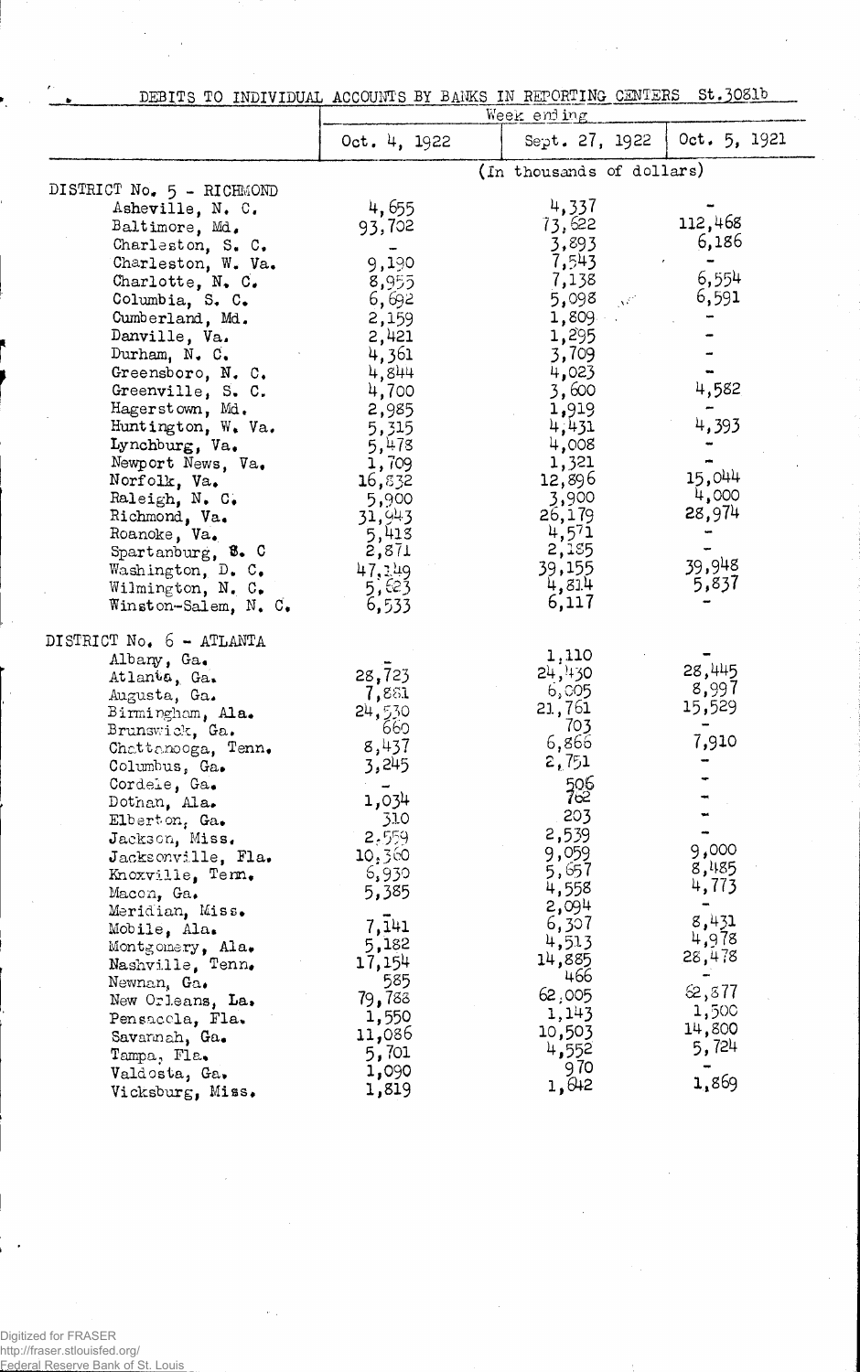## DEBITS TO INDIVIDUAL ACCOUNTS BY BANKS IN REPORTING CENTERS St.3081b

| | Week ending | | |
|---|---|---|---|
| | Oct. 4, 1922 | Sept. 27, 1922 | Oct. 5, 1921 |
| | (In thousands of dollars) | | |
| **DISTRICT No. 5 - RICHMOND** | | | |
| Asheville, N. C. | 4,655 | 4,337 | - |
| Baltimore, Md. | 93,702 | 73,622 | 112,468 |
| Charleston, S. C. | - | 3,893 | 6,186 |
| Charleston, W. Va. | 9,190 | 7,543 | - |
| Charlotte, N. C. | 8,955 | 7,138 | 6,554 |
| Columbia, S. C. | 6,692 | 5,098 | 6,591 |
| Cumberland, Md. | 2,159 | 1,809 | - |
| Danville, Va. | 2,421 | 1,295 | - |
| Durham, N. C. | 4,361 | 3,709 | - |
| Greensboro, N. C. | 4,844 | 4,023 | - |
| Greenville, S. C. | 4,700 | 3,600 | 4,582 |
| Hagerstown, Md. | 2,985 | 1,919 | - |
| Huntington, W. Va. | 5,315 | 4,431 | 4,393 |
| Lynchburg, Va. | 5,478 | 4,008 | - |
| Newport News, Va. | 1,709 | 1,321 | - |
| Norfolk, Va. | 16,832 | 12,896 | 15,044 |
| Raleigh, N. C. | 5,900 | 3,900 | 4,000 |
| Richmond, Va. | 31,943 | 26,179 | 28,974 |
| Roanoke, Va. | 5,418 | 4,571 | - |
| Spartanburg, S. C | 2,871 | 2,185 | - |
| Washington, D. C. | 47,149 | 39,155 | 39,948 |
| Wilmington, N. C. | 5,623 | 4,814 | 5,837 |
| Winston-Salem, N. C. | 6,533 | 6,117 | - |
| **DISTRICT No. 6 - ATLANTA** | | | |
| Albany, Ga. | - | 1,110 | - |
| Atlanta, Ga. | 28,723 | 24,430 | 28,445 |
| Augusta, Ga. | 7,881 | 6,005 | 8,997 |
| Birmingham, Ala. | 24,530 | 21,761 | 15,529 |
| Brunswick, Ga. | 660 | 703 | - |
| Chattanooga, Tenn. | 8,437 | 6,866 | 7,910 |
| Columbus, Ga. | 3,245 | 2,751 | - |
| Cordele, Ga. | - | 506 | - |
| Dothan, Ala. | 1,034 | 762 | - |
| Elberton, Ga. | 310 | 203 | - |
| Jackson, Miss. | 2,559 | 2,539 | - |
| Jacksonville, Fla. | 10,360 | 9,059 | 9,000 |
| Knoxville, Tenn. | 6,930 | 5,657 | 8,485 |
| Macon, Ga. | 5,385 | 4,558 | 4,773 |
| Meridian, Miss. | - | 2,094 | - |
| Mobile, Ala. | 7,141 | 6,307 | 8,431 |
| Montgomery, Ala. | 5,182 | 4,513 | 4,978 |
| Nashville, Tenn. | 17,154 | 14,885 | 28,478 |
| Newnan, Ga. | 585 | 466 | - |
| New Orleans, La. | 79,788 | 62,005 | 62,877 |
| Pensacola, Fla. | 1,550 | 1,143 | 1,500 |
| Savannah, Ga. | 11,086 | 10,503 | 14,800 |
| Tampa, Fla. | 5,701 | 4,552 | 5,724 |
| Valdosta, Ga. | 1,090 | 970 | - |
| Vicksburg, Miss. | 1,819 | 1,642 | 1,869 |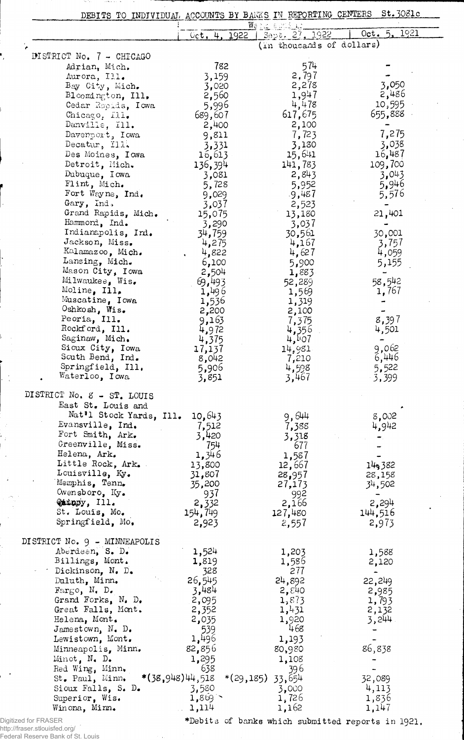## DEBITS TO INDIVIDUAL ACCOUNTS BY BANKS IN REPORTING CENTERS St.3081c

| | Week ending | | |
|---|---|---|---|
| | Oct. 4, 1922 | Sept. 27, 1922 | Oct. 5, 1921 |
| | (In thousands of dollars) | | |
| **DISTRICT No. 7 - CHICAGO** | | | |
| Adrian, Mich. | 782 | 574 | - |
| Aurora, Ill. | 3,159 | 2,797 | - |
| Bay City, Mich. | 3,020 | 2,278 | 3,050 |
| Bloomington, Ill. | 2,560 | 1,947 | 2,486 |
| Cedar Rapids, Iowa | 5,996 | 4,478 | 10,595 |
| Chicago, Ill. | 689,607 | 617,675 | 655,888 |
| Danville, Ill. | 2,400 | 2,100 | - |
| Davenport, Iowa | 9,811 | 7,723 | 7,275 |
| Decatur, Ill. | 3,331 | 3,180 | 3,038 |
| Des Moines, Iowa | 16,613 | 15,641 | 16,487 |
| Detroit, Mich. | 136,394 | 141,783 | 109,700 |
| Dubuque, Iowa | 3,081 | 2,843 | 3,043 |
| Flint, Mich. | 5,728 | 5,952 | 5,946 |
| Fort Wayne, Ind. | 9,029 | 9,487 | 5,576 |
| Gary, Ind. | 3,037 | 2,523 | - |
| Grand Rapids, Mich. | 15,075 | 13,180 | 21,401 |
| Hammond, Ind. | 3,290 | 3,037 | - |
| Indianapolis, Ind. | 34,759 | 30,561 | 30,001 |
| Jackson, Miss. | 4,275 | 4,167 | 3,757 |
| Kalamazoo, Mich. | 4,822 | 4,627 | 4,059 |
| Lansing, Mich. | 6,100 | 5,900 | 5,155 |
| Mason City, Iowa | 2,504 | 1,883 | - |
| Milwaukee, Wis. | 69,493 | 52,289 | 58,542 |
| Moline, Ill. | 1,496 | 1,569 | 1,767 |
| Muscatine, Iowa | 1,536 | 1,319 | - |
| Oshkosh, Wis. | 2,200 | 2,100 | - |
| Peoria, Ill. | 9,163 | 7,375 | 8,397 |
| Rockford, Ill. | 4,972 | 4,356 | 4,501 |
| Saginaw, Mich. | 4,375 | 4,407 | - |
| Sioux City, Iowa | 17,137 | 14,981 | 9,062 |
| South Bend, Ind. | 8,042 | 7,210 | 6,446 |
| Springfield, Ill. | 5,906 | 4,598 | 5,522 |
| Waterloo, Iowa | 3,851 | 3,467 | 3,399 |
| **DISTRICT No. 8 - ST. LOUIS** | | | |
| East St. Louis and Nat'l Stock Yards, Ill. | 10,643 | 9,644 | 8,002 |
| Evansville, Ind. | 7,512 | 7,388 | 4,942 |
| Fort Smith, Ark. | 3,420 | 3,318 | - |
| Greenville, Miss. | 754 | 677 | - |
| Helena, Ark. | 1,346 | 1,587 | - |
| Little Rock, Ark. | 13,800 | 12,667 | 14,382 |
| Louisville, Ky. | 31,807 | 28,957 | 28,158 |
| Memphis, Tenn. | 35,200 | 27,173 | 34,502 |
| Owensboro, Ky. | 937 | 992 | - |
| Quincy, Ill. | 2,332 | 2,166 | 2,294 |
| St. Louis, Mo. | 154,749 | 127,480 | 144,516 |
| Springfield, Mo. | 2,923 | 2,557 | 2,973 |
| **DISTRICT No. 9 - MINNEAPOLIS** | | | |
| Aberdeen, S. D. | 1,524 | 1,203 | 1,588 |
| Billings, Mont. | 1,819 | 1,586 | 2,120 |
| Dickinson, N. D. | 328 | 277 | - |
| Duluth, Minn. | 26,545 | 24,892 | 22,249 |
| Fargo, N. D. | 3,484 | 2,840 | 2,985 |
| Grand Forks, N. D. | 2,095 | 1,873 | 1,793 |
| Great Falls, Mont. | 2,352 | 1,431 | 2,132 |
| Helena, Mont. | 2,035 | 1,920 | 3,244 |
| Jamestown, N. D. | 539 | 468 | - |
| Lewistown, Mont. | 1,496 | 1,193 | - |
| Minneapolis, Minn. | 82,856 | 80,980 | 86,838 |
| Minot, N. D. | 1,295 | 1,108 | - |
| Red Wing, Minn. | 638 | 396 | - |
| St. Paul, Minn. | *(38,948) 44,518 | *(29,185) 33,654 | 32,089 |
| Sioux Falls, S. D. | 3,580 | 3,000 | 4,113 |
| Superior, Wis. | 1,869 | 1,726 | 1,836 |
| Winona, Minn. | 1,114 | 1,162 | 1,147 |

*Debits of banks which submitted reports in 1921.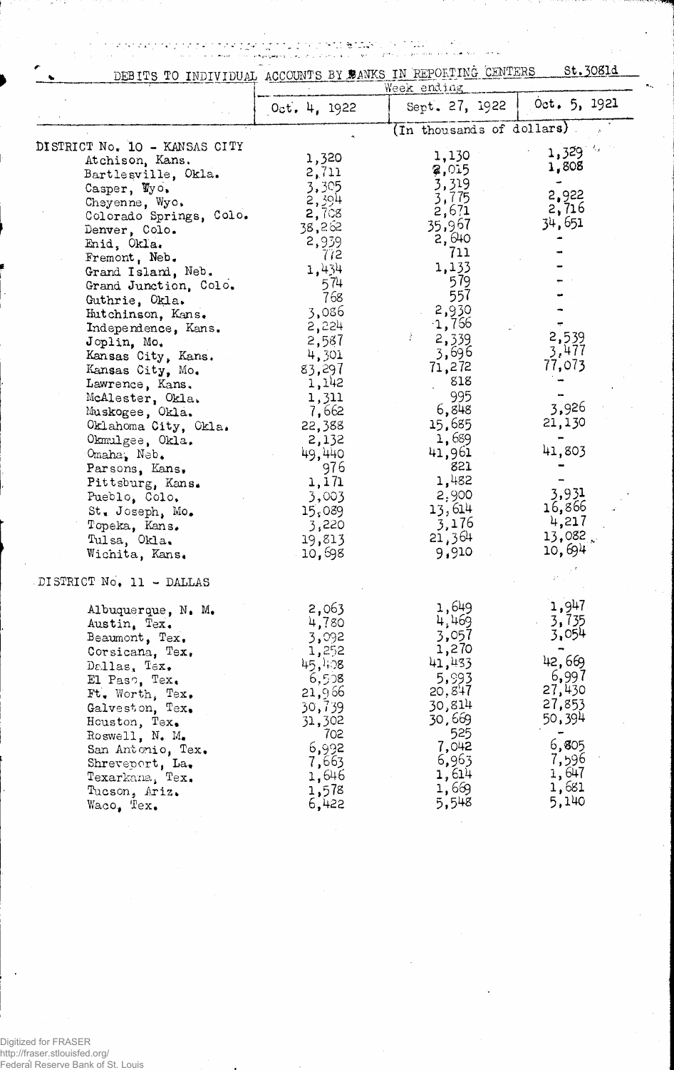DEBITS TO INDIVIDUAL ACCOUNTS BY BANKS IN REPORTING CENTERS St.3081d

| | Week ending | | |
|---|---|---|---|
| | Oct. 4, 1922 | Sept. 27, 1922 | Oct. 5, 1921 |
| | (In thousands of dollars) | | |
| DISTRICT No. 10 - KANSAS CITY | | | |
| Atchison, Kans. | 1,320 | 1,130 | 1,329 |
| Bartlesville, Okla. | 2,711 | 2,015 | 1,808 |
| Casper, Wyo. | 3,305 | 3,319 | - |
| Cheyenne, Wyo. | 2,394 | 3,775 | 2,922 |
| Colorado Springs, Colo. | 2,708 | 2,671 | 2,716 |
| Denver, Colo. | 38,262 | 35,967 | 34,651 |
| Enid, Okla. | 2,939 | 2,640 | - |
| Fremont, Neb. | 772 | 711 | - |
| Grand Island, Neb. | 1,434 | 1,133 | - |
| Grand Junction, Colo. | 574 | 579 | - |
| Guthrie, Okla. | 768 | 557 | - |
| Hutchinson, Kans. | 3,086 | 2,930 | - |
| Independence, Kans. | 2,224 | 1,766 | - |
| Joplin, Mo. | 2,587 | 2,339 | 2,539 |
| Kansas City, Kans. | 4,301 | 3,696 | 3,477 |
| Kansas City, Mo. | 83,297 | 71,272 | 77,073 |
| Lawrence, Kans. | 1,142 | 818 | - |
| McAlester, Okla. | 1,311 | 995 | - |
| Muskogee, Okla. | 7,662 | 6,848 | 3,926 |
| Oklahoma City, Okla. | 22,388 | 15,685 | 21,130 |
| Okmulgee, Okla. | 2,132 | 1,689 | - |
| Omaha, Neb. | 49,440 | 41,961 | 41,803 |
| Parsons, Kans. | 976 | 821 | - |
| Pittsburg, Kans. | 1,171 | 1,482 | - |
| Pueblo, Colo. | 3,003 | 2,900 | 3,931 |
| St. Joseph, Mo. | 15,089 | 13,614 | 16,866 |
| Topeka, Kans. | 3,220 | 3,176 | 4,217 |
| Tulsa, Okla. | 19,813 | 21,364 | 13,082 |
| Wichita, Kans. | 10,698 | 9,910 | 10,694 |
| DISTRICT No. 11 - DALLAS | | | |
| Albuquerque, N. M. | 2,063 | 1,649 | 1,947 |
| Austin, Tex. | 4,780 | 4,469 | 3,735 |
| Beaumont, Tex. | 3,092 | 3,057 | 3,054 |
| Corsicana, Tex. | 1,252 | 1,270 | - |
| Dallas, Tex. | 45,408 | 41,433 | 42,669 |
| El Paso, Tex. | 6,598 | 5,993 | 6,997 |
| Ft. Worth, Tex. | 21,966 | 20,847 | 27,430 |
| Galveston, Tex. | 30,739 | 30,814 | 27,853 |
| Houston, Tex. | 31,302 | 30,669 | 50,394 |
| Roswell, N. M. | 702 | 525 | - |
| San Antonio, Tex. | 6,992 | 7,042 | 6,805 |
| Shreveport, La. | 7,663 | 6,963 | 7,596 |
| Texarkana, Tex. | 1,646 | 1,614 | 1,647 |
| Tucson, Ariz. | 1,578 | 1,669 | 1,681 |
| Waco, Tex. | 6,422 | 5,548 | 5,140 |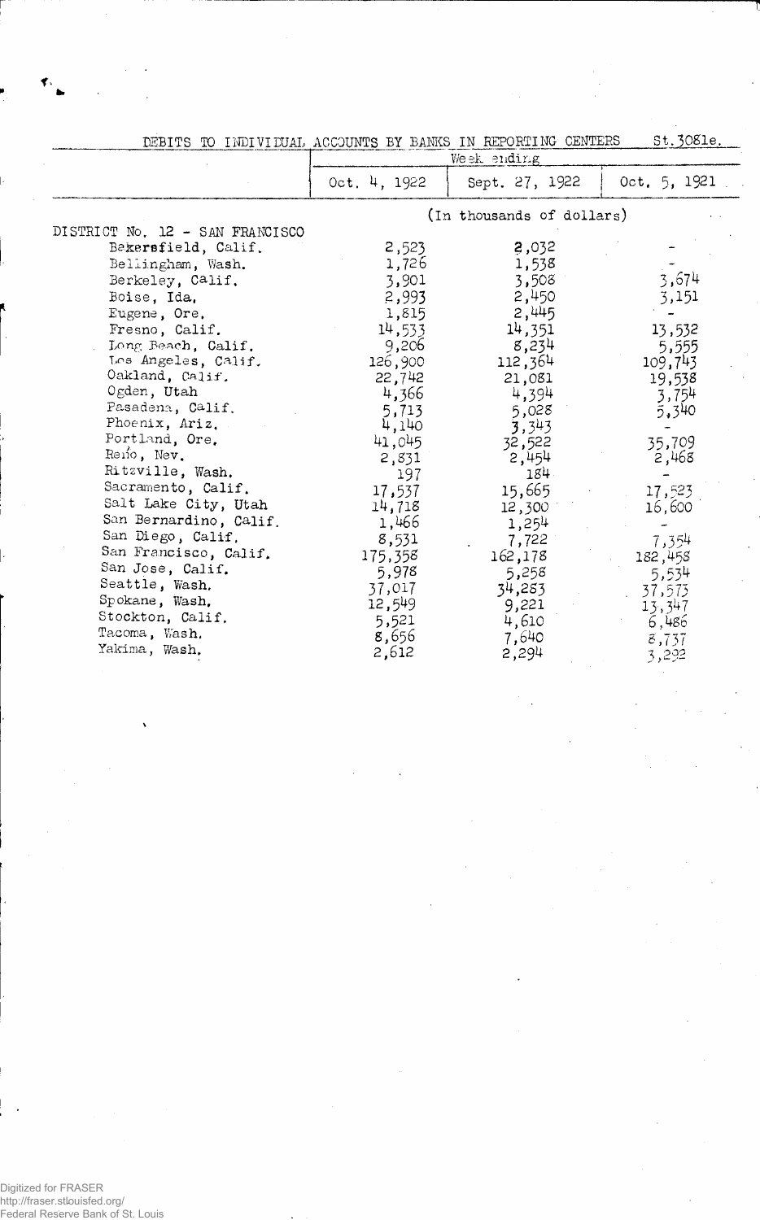DEBITS TO INDIVIDUAL ACCOUNTS BY BANKS IN REPORTING CENTERS St.3081e.

| | Week ending | | |
|---|---|---|---|
| | Oct. 4, 1922 | Sept. 27, 1922 | Oct. 5, 1921 |
| | (In thousands of dollars) | | |
| DISTRICT No. 12 - SAN FRANCISCO | | | |
| Bakersfield, Calif. | 2,523 | 2,032 | - |
| Bellingham, Wash. | 1,726 | 1,538 | - |
| Berkeley, Calif. | 3,901 | 3,508 | 3,674 |
| Boise, Ida. | 2,993 | 2,450 | 3,151 |
| Eugene, Ore. | 1,815 | 2,445 | - |
| Fresno, Calif. | 14,533 | 14,351 | 13,532 |
| Long Beach, Calif. | 9,206 | 8,234 | 5,555 |
| Los Angeles, Calif. | 126,900 | 112,364 | 109,743 |
| Oakland, Calif. | 22,742 | 21,081 | 19,538 |
| Ogden, Utah | 4,366 | 4,394 | 3,754 |
| Pasadena, Calif. | 5,713 | 5,028 | 5,340 |
| Phoenix, Ariz. | 4,140 | 3,343 | - |
| Portland, Ore. | 41,045 | 32,522 | 35,709 |
| Reno, Nev. | 2,831 | 2,454 | 2,468 |
| Ritzville, Wash. | 197 | 184 | - |
| Sacramento, Calif. | 17,537 | 15,665 | 17,523 |
| Salt Lake City, Utah | 14,718 | 12,300 | 16,600 |
| San Bernardino, Calif. | 1,466 | 1,254 | - |
| San Diego, Calif. | 8,531 | 7,722 | 7,354 |
| San Francisco, Calif. | 175,358 | 162,178 | 182,458 |
| San Jose, Calif. | 5,978 | 5,258 | 5,534 |
| Seattle, Wash. | 37,017 | 34,283 | 37,573 |
| Spokane, Wash. | 12,549 | 9,221 | 13,347 |
| Stockton, Calif. | 5,521 | 4,610 | 6,486 |
| Tacoma, Wash. | 8,656 | 7,640 | 8,737 |
| Yakima, Wash. | 2,612 | 2,294 | 3,292 |